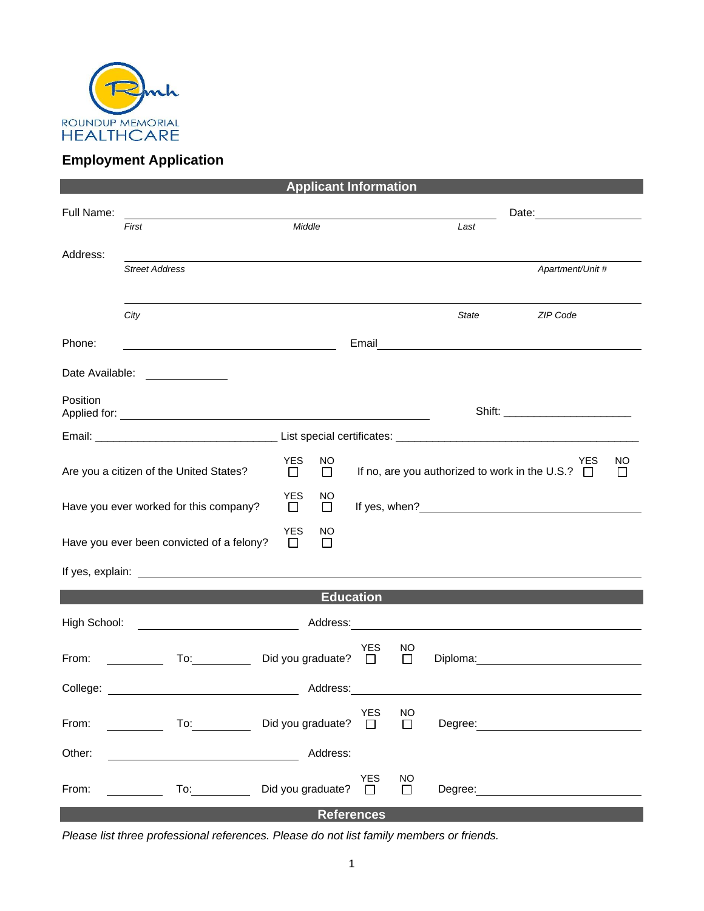ROUNDUP MEMORIAL
HEALTHCARE

## Employment Application

### Applicant Information

Full Name: ______________________________________________ Date: ______________

*First* *Middle* *Last*

Address: ______________________________________________

*Street Address* *Apartment/Unit #*

______________________________________________

*City* *State* *ZIP Code*

Phone: ______________________ Email ______________________

Date Available: ____________

Position Applied for: ______________________________ Shift: ______________________

Email: ______________________________ List special certificates: ________________________________________

Are you a citizen of the United States? YES ☐ NO ☐ If no, are you authorized to work in the U.S.? YES ☐ NO ☐

Have you ever worked for this company? YES ☐ NO ☐ If yes, when? ______________________

Have you ever been convicted of a felony? YES ☐ NO ☐

If yes, explain: ______________________________________________

### Education

High School: ______________________ Address: ______________________

From: __________ To: __________ Did you graduate? YES ☐ NO ☐ Diploma: ______________________

College: ______________________ Address: ______________________

From: __________ To: __________ Did you graduate? YES ☐ NO ☐ Degree: ______________________

Other: ______________________ Address:

From: __________ To: __________ Did you graduate? YES ☐ NO ☐ Degree: ______________________

### References

*Please list three professional references. Please do not list family members or friends.*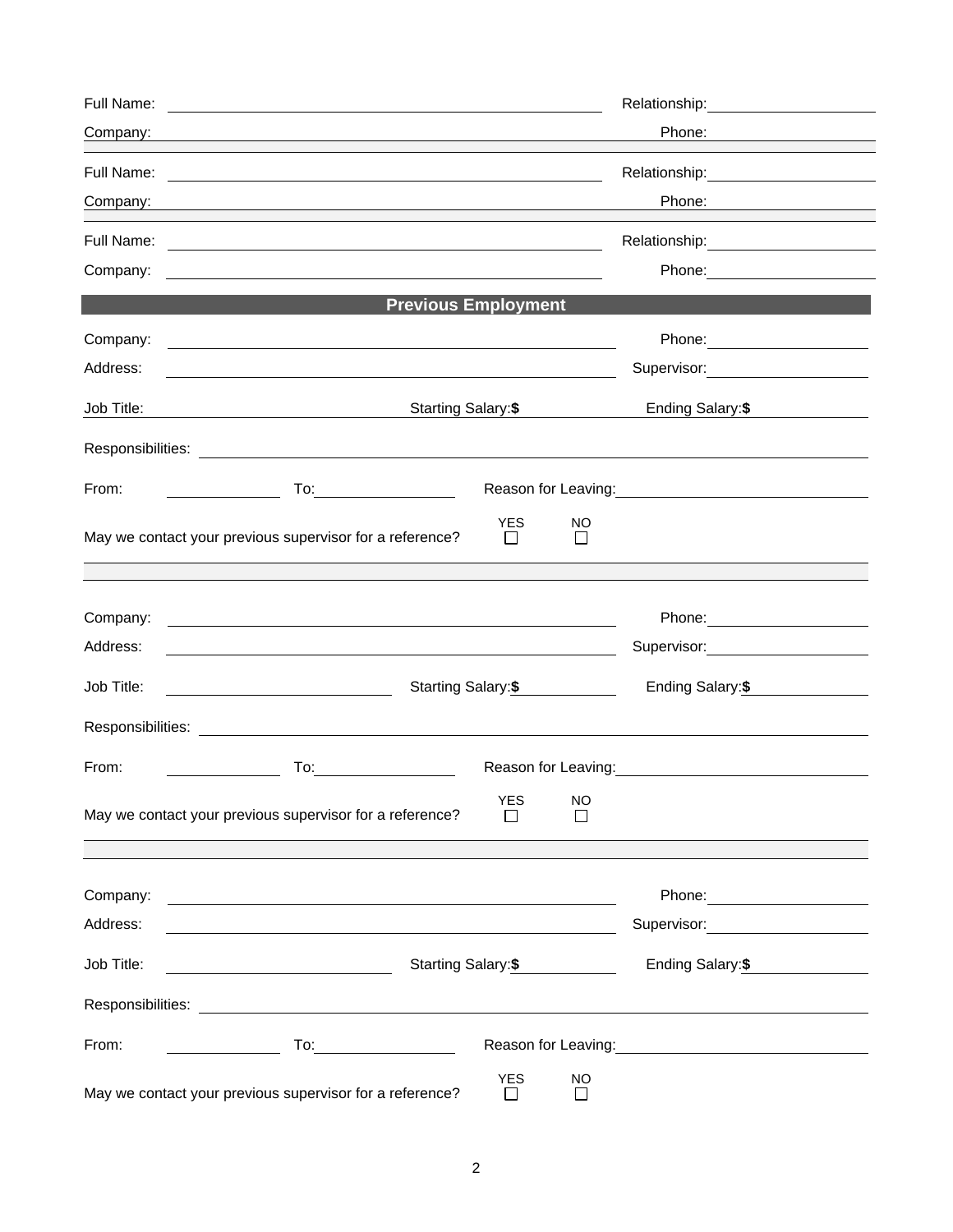Full Name: ______________________________ Relationship: ______________

Company: ______________________________ Phone: ______________

Full Name: ______________________________ Relationship: ______________

Company: ______________________________ Phone: ______________

Full Name: ______________________________ Relationship: ______________

Company: ______________________________ Phone: ______________

## Previous Employment

Company: ______________________________ Phone: ______________

Address: ______________________________ Supervisor: ______________

Job Title: ______________ Starting Salary: **$** ______________ Ending Salary: **$** ______________

Responsibilities: ______________________________________________

From: ______________ To: ______________ Reason for Leaving: ______________________

May we contact your previous supervisor for a reference? YES ☐ NO ☐

Company: ______________________________ Phone: ______________

Address: ______________________________ Supervisor: ______________

Job Title: ______________ Starting Salary: **$** ______________ Ending Salary: **$** ______________

Responsibilities: ______________________________________________

From: ______________ To: ______________ Reason for Leaving: ______________________

May we contact your previous supervisor for a reference? YES ☐ NO ☐

Company: ______________________________ Phone: ______________

Address: ______________________________ Supervisor: ______________

Job Title: ______________ Starting Salary: **$** ______________ Ending Salary: **$** ______________

Responsibilities: ______________________________________________

From: ______________ To: ______________ Reason for Leaving: ______________________

May we contact your previous supervisor for a reference? YES ☐ NO ☐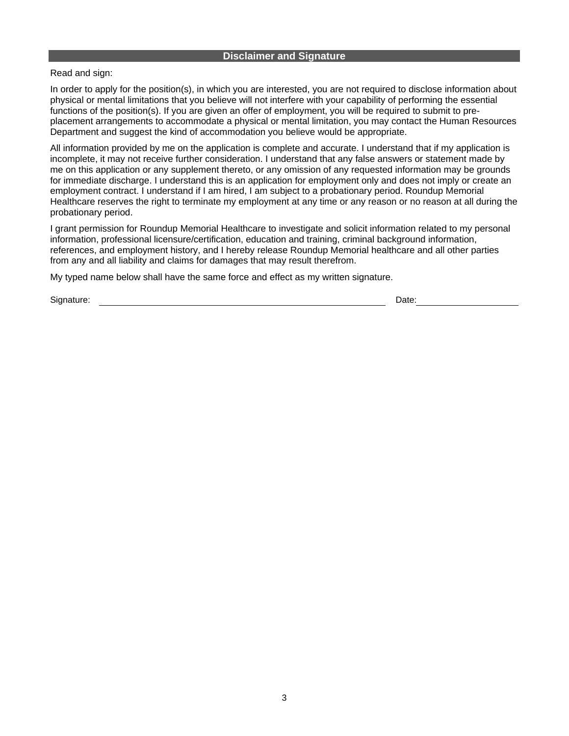## Disclaimer and Signature

Read and sign:

In order to apply for the position(s), in which you are interested, you are not required to disclose information about physical or mental limitations that you believe will not interfere with your capability of performing the essential functions of the position(s). If you are given an offer of employment, you will be required to submit to pre-placement arrangements to accommodate a physical or mental limitation, you may contact the Human Resources Department and suggest the kind of accommodation you believe would be appropriate.

All information provided by me on the application is complete and accurate. I understand that if my application is incomplete, it may not receive further consideration. I understand that any false answers or statement made by me on this application or any supplement thereto, or any omission of any requested information may be grounds for immediate discharge. I understand this is an application for employment only and does not imply or create an employment contract. I understand if I am hired, I am subject to a probationary period. Roundup Memorial Healthcare reserves the right to terminate my employment at any time or any reason or no reason at all during the probationary period.

I grant permission for Roundup Memorial Healthcare to investigate and solicit information related to my personal information, professional licensure/certification, education and training, criminal background information, references, and employment history, and I hereby release Roundup Memorial healthcare and all other parties from any and all liability and claims for damages that may result therefrom.

My typed name below shall have the same force and effect as my written signature.

Signature: ______________________________ Date: ______________